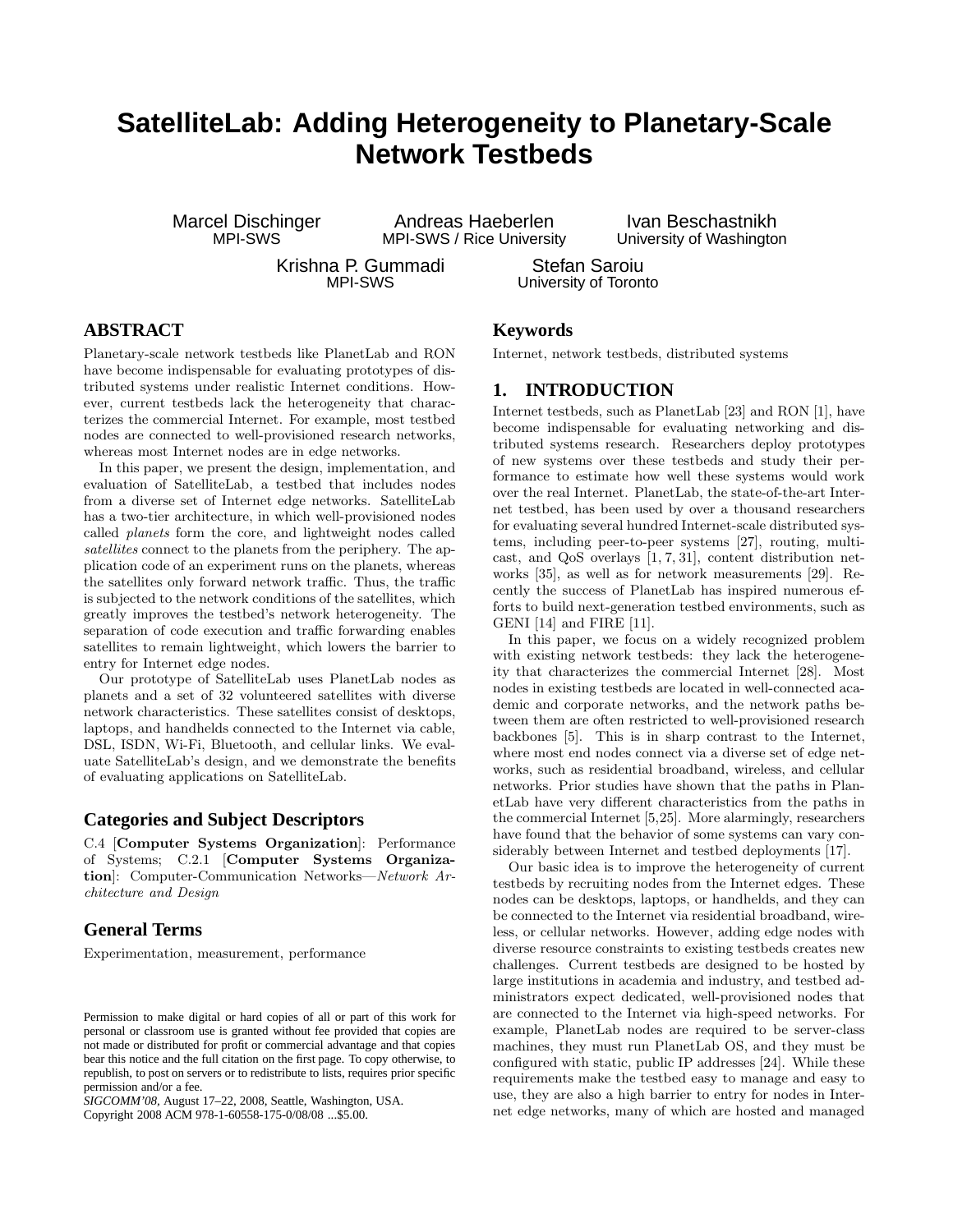# SatelliteLab: Adding Heterogeneity to Planetary-Scale Network Testbeds

Marcel Dischinger
MPI-SWS

Andreas Haeberlen
MPI-SWS / Rice University

Ivan Beschastnikh
University of Washington

Krishna P. Gummadi
MPI-SWS

Stefan Saroiu
University of Toronto

## ABSTRACT

Planetary-scale network testbeds like PlanetLab and RON have become indispensable for evaluating prototypes of distributed systems under realistic Internet conditions. However, current testbeds lack the heterogeneity that characterizes the commercial Internet. For example, most testbed nodes are connected to well-provisioned research networks, whereas most Internet nodes are in edge networks.

In this paper, we present the design, implementation, and evaluation of SatelliteLab, a testbed that includes nodes from a diverse set of Internet edge networks. SatelliteLab has a two-tier architecture, in which well-provisioned nodes called *planets* form the core, and lightweight nodes called *satellites* connect to the planets from the periphery. The application code of an experiment runs on the planets, whereas the satellites only forward network traffic. Thus, the traffic is subjected to the network conditions of the satellites, which greatly improves the testbed's network heterogeneity. The separation of code execution and traffic forwarding enables satellites to remain lightweight, which lowers the barrier to entry for Internet edge nodes.

Our prototype of SatelliteLab uses PlanetLab nodes as planets and a set of 32 volunteered satellites with diverse network characteristics. These satellites consist of desktops, laptops, and handhelds connected to the Internet via cable, DSL, ISDN, Wi-Fi, Bluetooth, and cellular links. We evaluate SatelliteLab's design, and we demonstrate the benefits of evaluating applications on SatelliteLab.

## Categories and Subject Descriptors

C.4 [**Computer Systems Organization**]: Performance of Systems; C.2.1 [**Computer Systems Organization**]: Computer-Communication Networks—*Network Architecture and Design*

## General Terms

Experimentation, measurement, performance

Permission to make digital or hard copies of all or part of this work for personal or classroom use is granted without fee provided that copies are not made or distributed for profit or commercial advantage and that copies bear this notice and the full citation on the first page. To copy otherwise, to republish, to post on servers or to redistribute to lists, requires prior specific permission and/or a fee.
*SIGCOMM'08*, August 17–22, 2008, Seattle, Washington, USA.
Copyright 2008 ACM 978-1-60558-175-0/08/08 ...$5.00.

## Keywords

Internet, network testbeds, distributed systems

## 1. INTRODUCTION

Internet testbeds, such as PlanetLab [23] and RON [1], have become indispensable for evaluating networking and distributed systems research. Researchers deploy prototypes of new systems over these testbeds and study their performance to estimate how well these systems would work over the real Internet. PlanetLab, the state-of-the-art Internet testbed, has been used by over a thousand researchers for evaluating several hundred Internet-scale distributed systems, including peer-to-peer systems [27], routing, multicast, and QoS overlays [1, 7, 31], content distribution networks [35], as well as for network measurements [29]. Recently the success of PlanetLab has inspired numerous efforts to build next-generation testbed environments, such as GENI [14] and FIRE [11].

In this paper, we focus on a widely recognized problem with existing network testbeds: they lack the heterogeneity that characterizes the commercial Internet [28]. Most nodes in existing testbeds are located in well-connected academic and corporate networks, and the network paths between them are often restricted to well-provisioned research backbones [5]. This is in sharp contrast to the Internet, where most end nodes connect via a diverse set of edge networks, such as residential broadband, wireless, and cellular networks. Prior studies have shown that the paths in PlanetLab have very different characteristics from the paths in the commercial Internet [5,25]. More alarmingly, researchers have found that the behavior of some systems can vary considerably between Internet and testbed deployments [17].

Our basic idea is to improve the heterogeneity of current testbeds by recruiting nodes from the Internet edges. These nodes can be desktops, laptops, or handhelds, and they can be connected to the Internet via residential broadband, wireless, or cellular networks. However, adding edge nodes with diverse resource constraints to existing testbeds creates new challenges. Current testbeds are designed to be hosted by large institutions in academia and industry, and testbed administrators expect dedicated, well-provisioned nodes that are connected to the Internet via high-speed networks. For example, PlanetLab nodes are required to be server-class machines, they must run PlanetLab OS, and they must be configured with static, public IP addresses [24]. While these requirements make the testbed easy to manage and easy to use, they are also a high barrier to entry for nodes in Internet edge networks, many of which are hosted and managed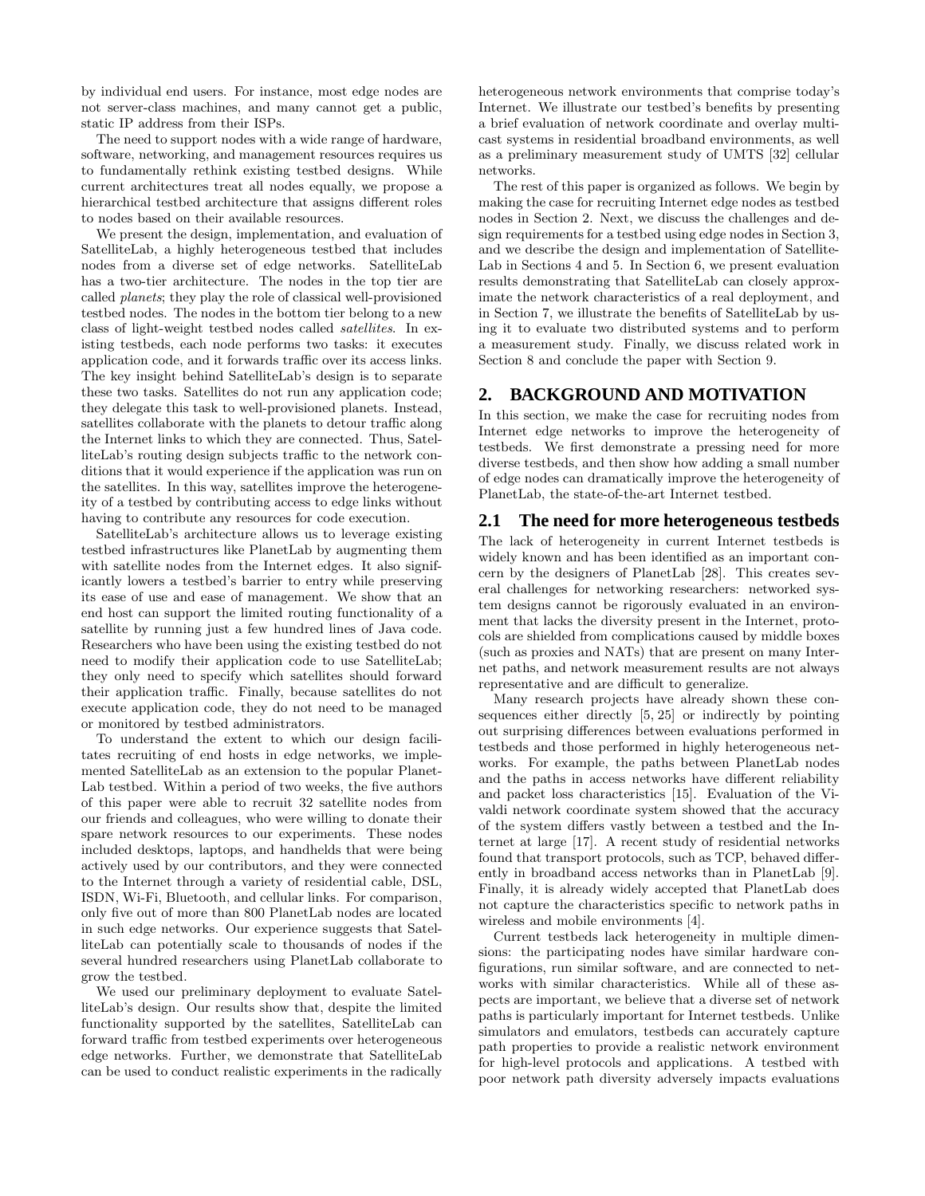by individual end users. For instance, most edge nodes are not server-class machines, and many cannot get a public, static IP address from their ISPs.

The need to support nodes with a wide range of hardware, software, networking, and management resources requires us to fundamentally rethink existing testbed designs. While current architectures treat all nodes equally, we propose a hierarchical testbed architecture that assigns different roles to nodes based on their available resources.

We present the design, implementation, and evaluation of SatelliteLab, a highly heterogeneous testbed that includes nodes from a diverse set of edge networks. SatelliteLab has a two-tier architecture. The nodes in the top tier are called *planets*; they play the role of classical well-provisioned testbed nodes. The nodes in the bottom tier belong to a new class of light-weight testbed nodes called *satellites*. In existing testbeds, each node performs two tasks: it executes application code, and it forwards traffic over its access links. The key insight behind SatelliteLab's design is to separate these two tasks. Satellites do not run any application code; they delegate this task to well-provisioned planets. Instead, satellites collaborate with the planets to detour traffic along the Internet links to which they are connected. Thus, SatelliteLab's routing design subjects traffic to the network conditions that it would experience if the application was run on the satellites. In this way, satellites improve the heterogeneity of a testbed by contributing access to edge links without having to contribute any resources for code execution.

SatelliteLab's architecture allows us to leverage existing testbed infrastructures like PlanetLab by augmenting them with satellite nodes from the Internet edges. It also significantly lowers a testbed's barrier to entry while preserving its ease of use and ease of management. We show that an end host can support the limited routing functionality of a satellite by running just a few hundred lines of Java code. Researchers who have been using the existing testbed do not need to modify their application code to use SatelliteLab; they only need to specify which satellites should forward their application traffic. Finally, because satellites do not execute application code, they do not need to be managed or monitored by testbed administrators.

To understand the extent to which our design facilitates recruiting of end hosts in edge networks, we implemented SatelliteLab as an extension to the popular PlanetLab testbed. Within a period of two weeks, the five authors of this paper were able to recruit 32 satellite nodes from our friends and colleagues, who were willing to donate their spare network resources to our experiments. These nodes included desktops, laptops, and handhelds that were being actively used by our contributors, and they were connected to the Internet through a variety of residential cable, DSL, ISDN, Wi-Fi, Bluetooth, and cellular links. For comparison, only five out of more than 800 PlanetLab nodes are located in such edge networks. Our experience suggests that SatelliteLab can potentially scale to thousands of nodes if the several hundred researchers using PlanetLab collaborate to grow the testbed.

We used our preliminary deployment to evaluate SatelliteLab's design. Our results show that, despite the limited functionality supported by the satellites, SatelliteLab can forward traffic from testbed experiments over heterogeneous edge networks. Further, we demonstrate that SatelliteLab can be used to conduct realistic experiments in the radically heterogeneous network environments that comprise today's Internet. We illustrate our testbed's benefits by presenting a brief evaluation of network coordinate and overlay multicast systems in residential broadband environments, as well as a preliminary measurement study of UMTS [32] cellular networks.

The rest of this paper is organized as follows. We begin by making the case for recruiting Internet edge nodes as testbed nodes in Section 2. Next, we discuss the challenges and design requirements for a testbed using edge nodes in Section 3, and we describe the design and implementation of SatelliteLab in Sections 4 and 5. In Section 6, we present evaluation results demonstrating that SatelliteLab can closely approximate the network characteristics of a real deployment, and in Section 7, we illustrate the benefits of SatelliteLab by using it to evaluate two distributed systems and to perform a measurement study. Finally, we discuss related work in Section 8 and conclude the paper with Section 9.

## 2. BACKGROUND AND MOTIVATION

In this section, we make the case for recruiting nodes from Internet edge networks to improve the heterogeneity of testbeds. We first demonstrate a pressing need for more diverse testbeds, and then show how adding a small number of edge nodes can dramatically improve the heterogeneity of PlanetLab, the state-of-the-art Internet testbed.

### 2.1 The need for more heterogeneous testbeds

The lack of heterogeneity in current Internet testbeds is widely known and has been identified as an important concern by the designers of PlanetLab [28]. This creates several challenges for networking researchers: networked system designs cannot be rigorously evaluated in an environment that lacks the diversity present in the Internet, protocols are shielded from complications caused by middle boxes (such as proxies and NATs) that are present on many Internet paths, and network measurement results are not always representative and are difficult to generalize.

Many research projects have already shown these consequences either directly [5, 25] or indirectly by pointing out surprising differences between evaluations performed in testbeds and those performed in highly heterogeneous networks. For example, the paths between PlanetLab nodes and the paths in access networks have different reliability and packet loss characteristics [15]. Evaluation of the Vivaldi network coordinate system showed that the accuracy of the system differs vastly between a testbed and the Internet at large [17]. A recent study of residential networks found that transport protocols, such as TCP, behaved differently in broadband access networks than in PlanetLab [9]. Finally, it is already widely accepted that PlanetLab does not capture the characteristics specific to network paths in wireless and mobile environments [4].

Current testbeds lack heterogeneity in multiple dimensions: the participating nodes have similar hardware configurations, run similar software, and are connected to networks with similar characteristics. While all of these aspects are important, we believe that a diverse set of network paths is particularly important for Internet testbeds. Unlike simulators and emulators, testbeds can accurately capture path properties to provide a realistic network environment for high-level protocols and applications. A testbed with poor network path diversity adversely impacts evaluations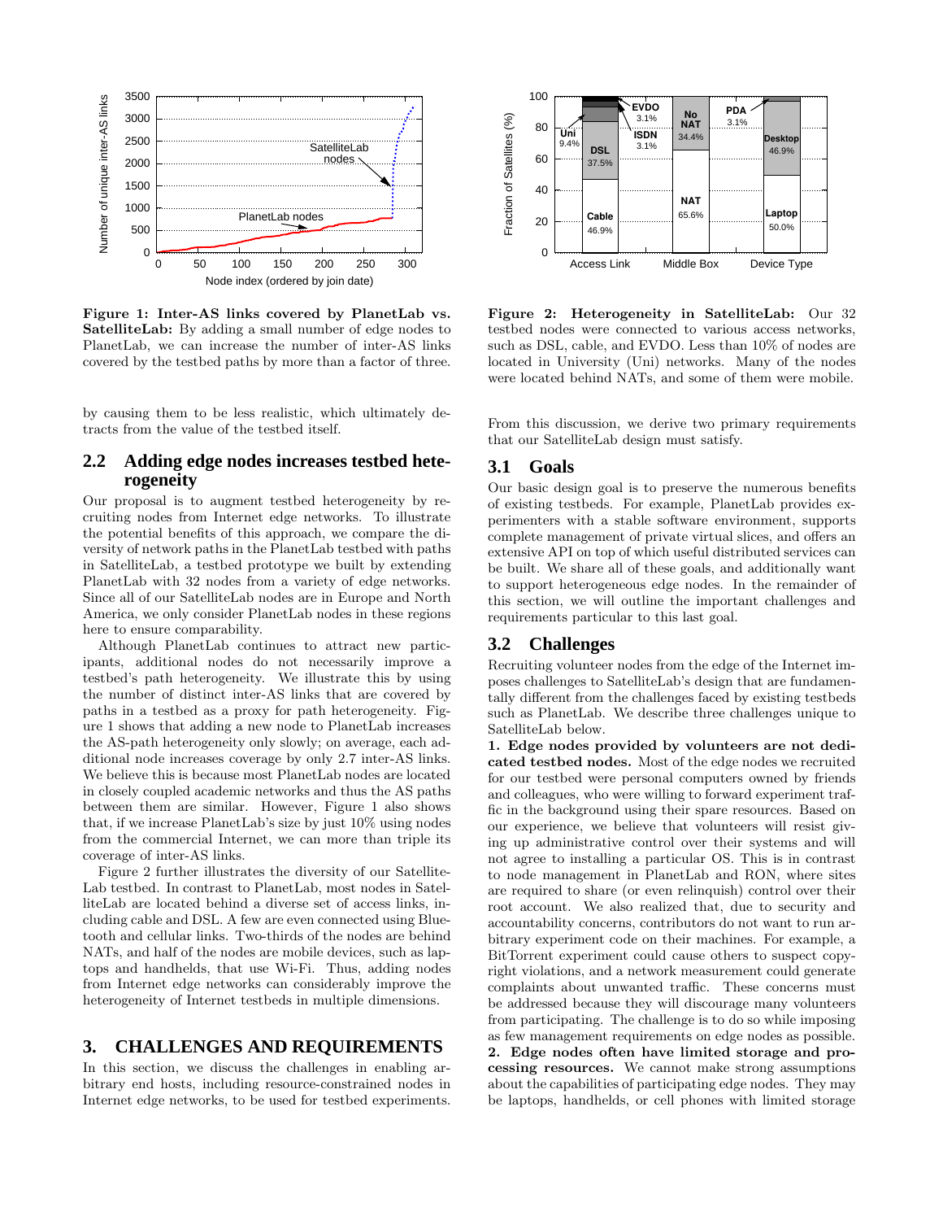**Figure 1: Inter-AS links covered by PlanetLab vs. SatelliteLab:** By adding a small number of edge nodes to PlanetLab, we can increase the number of inter-AS links covered by the testbed paths by more than a factor of three.

**Figure 2: Heterogeneity in SatelliteLab:** Our 32 testbed nodes were connected to various access networks, such as DSL, cable, and EVDO. Less than 10% of nodes are located in University (Uni) networks. Many of the nodes were located behind NATs, and some of them were mobile.

by causing them to be less realistic, which ultimately detracts from the value of the testbed itself.

## 2.2 Adding edge nodes increases testbed heterogeneity

Our proposal is to augment testbed heterogeneity by recruiting nodes from Internet edge networks. To illustrate the potential benefits of this approach, we compare the diversity of network paths in the PlanetLab testbed with paths in SatelliteLab, a testbed prototype we built by extending PlanetLab with 32 nodes from a variety of edge networks. Since all of our SatelliteLab nodes are in Europe and North America, we only consider PlanetLab nodes in these regions here to ensure comparability.

Although PlanetLab continues to attract new participants, additional nodes do not necessarily improve a testbed's path heterogeneity. We illustrate this by using the number of distinct inter-AS links that are covered by paths in a testbed as a proxy for path heterogeneity. Figure 1 shows that adding a new node to PlanetLab increases the AS-path heterogeneity only slowly; on average, each additional node increases coverage by only 2.7 inter-AS links. We believe this is because most PlanetLab nodes are located in closely coupled academic networks and thus the AS paths between them are similar. However, Figure 1 also shows that, if we increase PlanetLab's size by just 10% using nodes from the commercial Internet, we can more than triple its coverage of inter-AS links.

Figure 2 further illustrates the diversity of our SatelliteLab testbed. In contrast to PlanetLab, most nodes in SatelliteLab are located behind a diverse set of access links, including cable and DSL. A few are even connected using Bluetooth and cellular links. Two-thirds of the nodes are behind NATs, and half of the nodes are mobile devices, such as laptops and handhelds, that use Wi-Fi. Thus, adding nodes from Internet edge networks can considerably improve the heterogeneity of Internet testbeds in multiple dimensions.

# 3. CHALLENGES AND REQUIREMENTS

In this section, we discuss the challenges in enabling arbitrary end hosts, including resource-constrained nodes in Internet edge networks, to be used for testbed experiments. From this discussion, we derive two primary requirements that our SatelliteLab design must satisfy.

## 3.1 Goals

Our basic design goal is to preserve the numerous benefits of existing testbeds. For example, PlanetLab provides experimenters with a stable software environment, supports complete management of private virtual slices, and offers an extensive API on top of which useful distributed services can be built. We share all of these goals, and additionally want to support heterogeneous edge nodes. In the remainder of this section, we will outline the important challenges and requirements particular to this last goal.

## 3.2 Challenges

Recruiting volunteer nodes from the edge of the Internet imposes challenges to SatelliteLab's design that are fundamentally different from the challenges faced by existing testbeds such as PlanetLab. We describe three challenges unique to SatelliteLab below.

**1. Edge nodes provided by volunteers are not dedicated testbed nodes.** Most of the edge nodes we recruited for our testbed were personal computers owned by friends and colleagues, who were willing to forward experiment traffic in the background using their spare resources. Based on our experience, we believe that volunteers will resist giving up administrative control over their systems and will not agree to installing a particular OS. This is in contrast to node management in PlanetLab and RON, where sites are required to share (or even relinquish) control over their root account. We also realized that, due to security and accountability concerns, contributors do not want to run arbitrary experiment code on their machines. For example, a BitTorrent experiment could cause others to suspect copyright violations, and a network measurement could generate complaints about unwanted traffic. These concerns must be addressed because they will discourage many volunteers from participating. The challenge is to do so while imposing as few management requirements on edge nodes as possible.

**2. Edge nodes often have limited storage and processing resources.** We cannot make strong assumptions about the capabilities of participating edge nodes. They may be laptops, handhelds, or cell phones with limited storage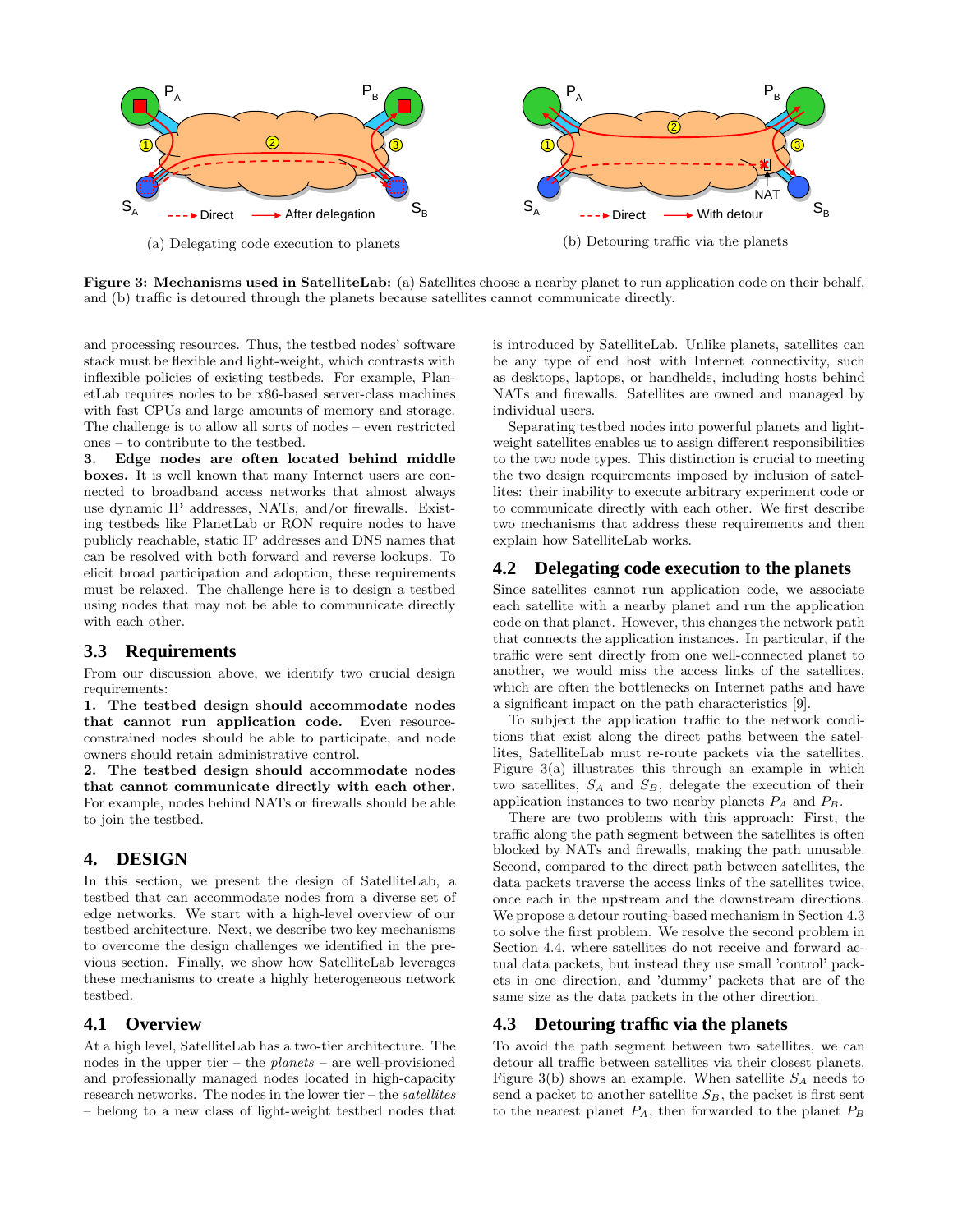(a) Delegating code execution to planets

(b) Detouring traffic via the planets

**Figure 3: Mechanisms used in SatelliteLab:** (a) Satellites choose a nearby planet to run application code on their behalf, and (b) traffic is detoured through the planets because satellites cannot communicate directly.

and processing resources. Thus, the testbed nodes' software stack must be flexible and light-weight, which contrasts with inflexible policies of existing testbeds. For example, PlanetLab requires nodes to be x86-based server-class machines with fast CPUs and large amounts of memory and storage. The challenge is to allow all sorts of nodes – even restricted ones – to contribute to the testbed.

**3. Edge nodes are often located behind middle boxes.** It is well known that many Internet users are connected to broadband access networks that almost always use dynamic IP addresses, NATs, and/or firewalls. Existing testbeds like PlanetLab or RON require nodes to have publicly reachable, static IP addresses and DNS names that can be resolved with both forward and reverse lookups. To elicit broad participation and adoption, these requirements must be relaxed. The challenge here is to design a testbed using nodes that may not be able to communicate directly with each other.

### 3.3 Requirements

From our discussion above, we identify two crucial design requirements:

**1. The testbed design should accommodate nodes that cannot run application code.** Even resource-constrained nodes should be able to participate, and node owners should retain administrative control.

**2. The testbed design should accommodate nodes that cannot communicate directly with each other.** For example, nodes behind NATs or firewalls should be able to join the testbed.

## 4. DESIGN

In this section, we present the design of SatelliteLab, a testbed that can accommodate nodes from a diverse set of edge networks. We start with a high-level overview of our testbed architecture. Next, we describe two key mechanisms to overcome the design challenges we identified in the previous section. Finally, we show how SatelliteLab leverages these mechanisms to create a highly heterogeneous network testbed.

### 4.1 Overview

At a high level, SatelliteLab has a two-tier architecture. The nodes in the upper tier – the *planets* – are well-provisioned and professionally managed nodes located in high-capacity research networks. The nodes in the lower tier – the *satellites* – belong to a new class of light-weight testbed nodes that is introduced by SatelliteLab. Unlike planets, satellites can be any type of end host with Internet connectivity, such as desktops, laptops, or handhelds, including hosts behind NATs and firewalls. Satellites are owned and managed by individual users.

Separating testbed nodes into powerful planets and light-weight satellites enables us to assign different responsibilities to the two node types. This distinction is crucial to meeting the two design requirements imposed by inclusion of satellites: their inability to execute arbitrary experiment code or to communicate directly with each other. We first describe two mechanisms that address these requirements and then explain how SatelliteLab works.

### 4.2 Delegating code execution to the planets

Since satellites cannot run application code, we associate each satellite with a nearby planet and run the application code on that planet. However, this changes the network path that connects the application instances. In particular, if the traffic were sent directly from one well-connected planet to another, we would miss the access links of the satellites, which are often the bottlenecks on Internet paths and have a significant impact on the path characteristics [9].

To subject the application traffic to the network conditions that exist along the direct paths between the satellites, SatelliteLab must re-route packets via the satellites. Figure 3(a) illustrates this through an example in which two satellites, $S_A$ and $S_B$, delegate the execution of their application instances to two nearby planets $P_A$ and $P_B$.

There are two problems with this approach: First, the traffic along the path segment between the satellites is often blocked by NATs and firewalls, making the path unusable. Second, compared to the direct path between satellites, the data packets traverse the access links of the satellites twice, once each in the upstream and the downstream directions. We propose a detour routing-based mechanism in Section 4.3 to solve the first problem. We resolve the second problem in Section 4.4, where satellites do not receive and forward actual data packets, but instead they use small 'control' packets in one direction, and 'dummy' packets that are of the same size as the data packets in the other direction.

### 4.3 Detouring traffic via the planets

To avoid the path segment between two satellites, we can detour all traffic between satellites via their closest planets. Figure 3(b) shows an example. When satellite $S_A$ needs to send a packet to another satellite $S_B$, the packet is first sent to the nearest planet $P_A$, then forwarded to the planet $P_B$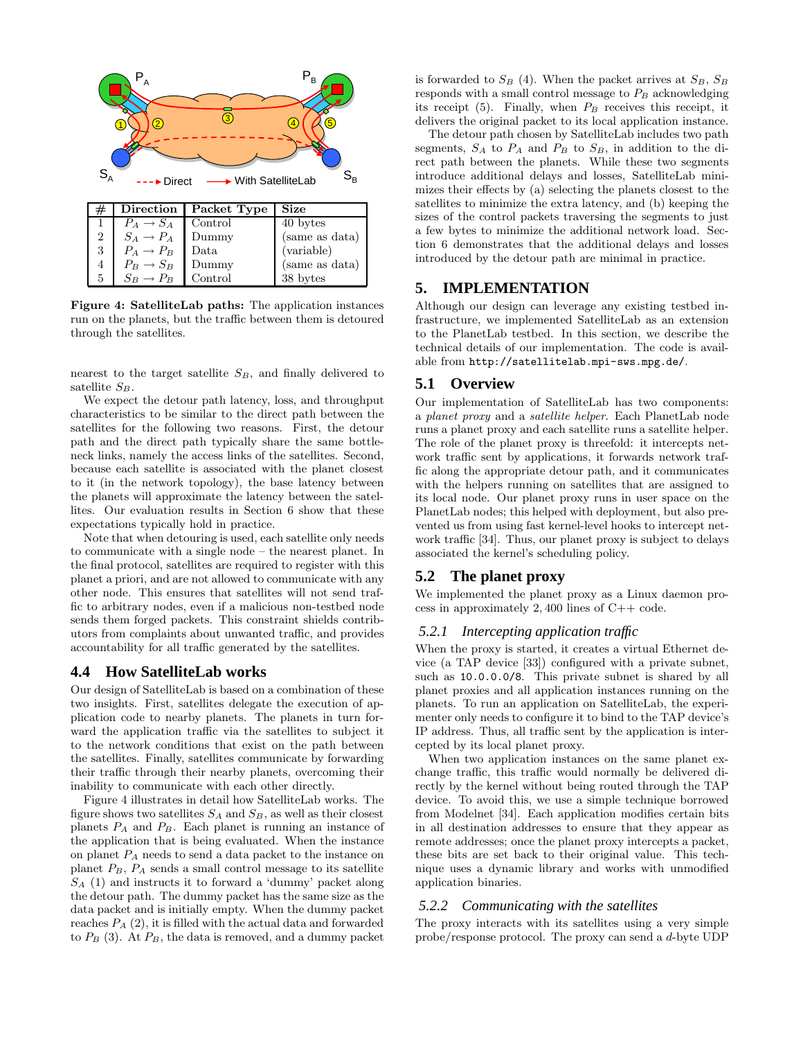| # | Direction | Packet Type | Size |
|---|---|---|---|
| 1 | $P_A \rightarrow S_A$ | Control | 40 bytes |
| 2 | $S_A \rightarrow P_A$ | Dummy | (same as data) |
| 3 | $P_A \rightarrow P_B$ | Data | (variable) |
| 4 | $P_B \rightarrow S_B$ | Dummy | (same as data) |
| 5 | $S_B \rightarrow P_B$ | Control | 38 bytes |

**Figure 4: SatelliteLab paths:** The application instances run on the planets, but the traffic between them is detoured through the satellites.

nearest to the target satellite $S_B$, and finally delivered to satellite $S_B$.

We expect the detour path latency, loss, and throughput characteristics to be similar to the direct path between the satellites for the following two reasons. First, the detour path and the direct path typically share the same bottleneck links, namely the access links of the satellites. Second, because each satellite is associated with the planet closest to it (in the network topology), the base latency between the planets will approximate the latency between the satellites. Our evaluation results in Section 6 show that these expectations typically hold in practice.

Note that when detouring is used, each satellite only needs to communicate with a single node – the nearest planet. In the final protocol, satellites are required to register with this planet a priori, and are not allowed to communicate with any other node. This ensures that satellites will not send traffic to arbitrary nodes, even if a malicious non-testbed node sends them forged packets. This constraint shields contributors from complaints about unwanted traffic, and provides accountability for all traffic generated by the satellites.

### 4.4 How SatelliteLab works

Our design of SatelliteLab is based on a combination of these two insights. First, satellites delegate the execution of application code to nearby planets. The planets in turn forward the application traffic via the satellites to subject it to the network conditions that exist on the path between the satellites. Finally, satellites communicate by forwarding their traffic through their nearby planets, overcoming their inability to communicate with each other directly.

Figure 4 illustrates in detail how SatelliteLab works. The figure shows two satellites $S_A$ and $S_B$, as well as their closest planets $P_A$ and $P_B$. Each planet is running an instance of the application that is being evaluated. When the instance on planet $P_A$ needs to send a data packet to the instance on planet $P_B$, $P_A$ sends a small control message to its satellite $S_A$ (1) and instructs it to forward a 'dummy' packet along the detour path. The dummy packet has the same size as the data packet and is initially empty. When the dummy packet reaches $P_A$ (2), it is filled with the actual data and forwarded to $P_B$ (3). At $P_B$, the data is removed, and a dummy packet is forwarded to $S_B$ (4). When the packet arrives at $S_B$, $S_B$ responds with a small control message to $P_B$ acknowledging its receipt (5). Finally, when $P_B$ receives this receipt, it delivers the original packet to its local application instance.

The detour path chosen by SatelliteLab includes two path segments, $S_A$ to $P_A$ and $P_B$ to $S_B$, in addition to the direct path between the planets. While these two segments introduce additional delays and losses, SatelliteLab minimizes their effects by (a) selecting the planets closest to the satellites to minimize the extra latency, and (b) keeping the sizes of the control packets traversing the segments to just a few bytes to minimize the additional network load. Section 6 demonstrates that the additional delays and losses introduced by the detour path are minimal in practice.

## 5. IMPLEMENTATION

Although our design can leverage any existing testbed infrastructure, we implemented SatelliteLab as an extension to the PlanetLab testbed. In this section, we describe the technical details of our implementation. The code is available from `http://satellitelab.mpi-sws.mpg.de/`.

### 5.1 Overview

Our implementation of SatelliteLab has two components: a *planet proxy* and a *satellite helper*. Each PlanetLab node runs a planet proxy and each satellite runs a satellite helper. The role of the planet proxy is threefold: it intercepts network traffic sent by applications, it forwards network traffic along the appropriate detour path, and it communicates with the helpers running on satellites that are assigned to its local node. Our planet proxy runs in user space on the PlanetLab nodes; this helped with deployment, but also prevented us from using fast kernel-level hooks to intercept network traffic [34]. Thus, our planet proxy is subject to delays associated the kernel's scheduling policy.

### 5.2 The planet proxy

We implemented the planet proxy as a Linux daemon process in approximately 2,400 lines of C++ code.

#### 5.2.1 Intercepting application traffic

When the proxy is started, it creates a virtual Ethernet device (a TAP device [33]) configured with a private subnet, such as `10.0.0.0/8`. This private subnet is shared by all planet proxies and all application instances running on the planets. To run an application on SatelliteLab, the experimenter only needs to configure it to bind to the TAP device's IP address. Thus, all traffic sent by the application is intercepted by its local planet proxy.

When two application instances on the same planet exchange traffic, this traffic would normally be delivered directly by the kernel without being routed through the TAP device. To avoid this, we use a simple technique borrowed from Modelnet [34]. Each application modifies certain bits in all destination addresses to ensure that they appear as remote addresses; once the planet proxy intercepts a packet, these bits are set back to their original value. This technique uses a dynamic library and works with unmodified application binaries.

#### 5.2.2 Communicating with the satellites

The proxy interacts with its satellites using a very simple probe/response protocol. The proxy can send a $d$-byte UDP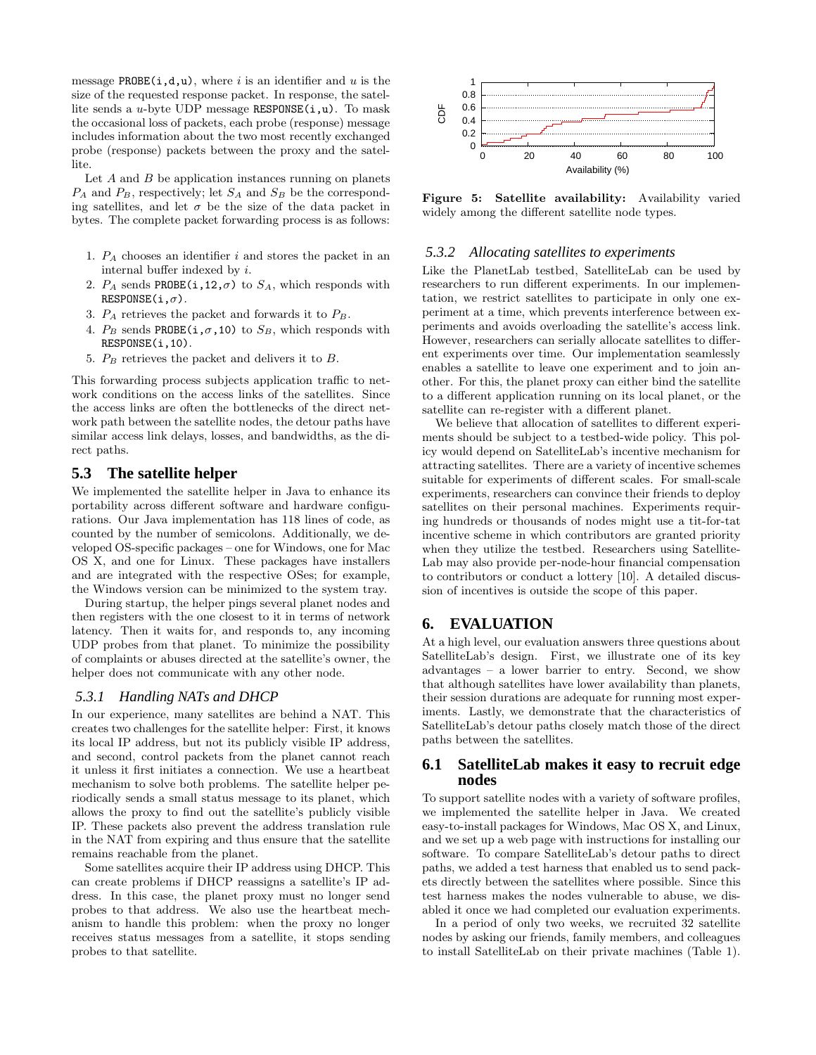message PROBE(i,d,u), where $i$ is an identifier and $u$ is the size of the requested response packet. In response, the satellite sends a $u$-byte UDP message RESPONSE(i,u). To mask the occasional loss of packets, each probe (response) message includes information about the two most recently exchanged probe (response) packets between the proxy and the satellite.

Let $A$ and $B$ be application instances running on planets $P_A$ and $P_B$, respectively; let $S_A$ and $S_B$ be the corresponding satellites, and let $\sigma$ be the size of the data packet in bytes. The complete packet forwarding process is as follows:

1. $P_A$ chooses an identifier $i$ and stores the packet in an internal buffer indexed by $i$.
2. $P_A$ sends PROBE(i,12,$\sigma$) to $S_A$, which responds with RESPONSE(i,$\sigma$).
3. $P_A$ retrieves the packet and forwards it to $P_B$.
4. $P_B$ sends PROBE(i,$\sigma$,10) to $S_B$, which responds with RESPONSE(i,10).
5. $P_B$ retrieves the packet and delivers it to $B$.

This forwarding process subjects application traffic to network conditions on the access links of the satellites. Since the access links are often the bottlenecks of the direct network path between the satellite nodes, the detour paths have similar access link delays, losses, and bandwidths, as the direct paths.

## 5.3 The satellite helper

We implemented the satellite helper in Java to enhance its portability across different software and hardware configurations. Our Java implementation has 118 lines of code, as counted by the number of semicolons. Additionally, we developed OS-specific packages – one for Windows, one for Mac OS X, and one for Linux. These packages have installers and are integrated with the respective OSes; for example, the Windows version can be minimized to the system tray.

During startup, the helper pings several planet nodes and then registers with the one closest to it in terms of network latency. Then it waits for, and responds to, any incoming UDP probes from that planet. To minimize the possibility of complaints or abuses directed at the satellite's owner, the helper does not communicate with any other node.

### 5.3.1 Handling NATs and DHCP

In our experience, many satellites are behind a NAT. This creates two challenges for the satellite helper: First, it knows its local IP address, but not its publicly visible IP address, and second, control packets from the planet cannot reach it unless it first initiates a connection. We use a heartbeat mechanism to solve both problems. The satellite helper periodically sends a small status message to its planet, which allows the proxy to find out the satellite's publicly visible IP. These packets also prevent the address translation rule in the NAT from expiring and thus ensure that the satellite remains reachable from the planet.

Some satellites acquire their IP address using DHCP. This can create problems if DHCP reassigns a satellite's IP address. In this case, the planet proxy must no longer send probes to that address. We also use the heartbeat mechanism to handle this problem: when the proxy no longer receives status messages from a satellite, it stops sending probes to that satellite.

**Figure 5: Satellite availability:** Availability varied widely among the different satellite node types.

### 5.3.2 Allocating satellites to experiments

Like the PlanetLab testbed, SatelliteLab can be used by researchers to run different experiments. In our implementation, we restrict satellites to participate in only one experiment at a time, which prevents interference between experiments and avoids overloading the satellite's access link. However, researchers can serially allocate satellites to different experiments over time. Our implementation seamlessly enables a satellite to leave one experiment and to join another. For this, the planet proxy can either bind the satellite to a different application running on its local planet, or the satellite can re-register with a different planet.

We believe that allocation of satellites to different experiments should be subject to a testbed-wide policy. This policy would depend on SatelliteLab's incentive mechanism for attracting satellites. There are a variety of incentive schemes suitable for experiments of different scales. For small-scale experiments, researchers can convince their friends to deploy satellites on their personal machines. Experiments requiring hundreds or thousands of nodes might use a tit-for-tat incentive scheme in which contributors are granted priority when they utilize the testbed. Researchers using SatelliteLab may also provide per-node-hour financial compensation to contributors or conduct a lottery [10]. A detailed discussion of incentives is outside the scope of this paper.

# 6. EVALUATION

At a high level, our evaluation answers three questions about SatelliteLab's design. First, we illustrate one of its key advantages – a lower barrier to entry. Second, we show that although satellites have lower availability than planets, their session durations are adequate for running most experiments. Lastly, we demonstrate that the characteristics of SatelliteLab's detour paths closely match those of the direct paths between the satellites.

## 6.1 SatelliteLab makes it easy to recruit edge nodes

To support satellite nodes with a variety of software profiles, we implemented the satellite helper in Java. We created easy-to-install packages for Windows, Mac OS X, and Linux, and we set up a web page with instructions for installing our software. To compare SatelliteLab's detour paths to direct paths, we added a test harness that enabled us to send packets directly between the satellites where possible. Since this test harness makes the nodes vulnerable to abuse, we disabled it once we had completed our evaluation experiments.

In a period of only two weeks, we recruited 32 satellite nodes by asking our friends, family members, and colleagues to install SatelliteLab on their private machines (Table 1).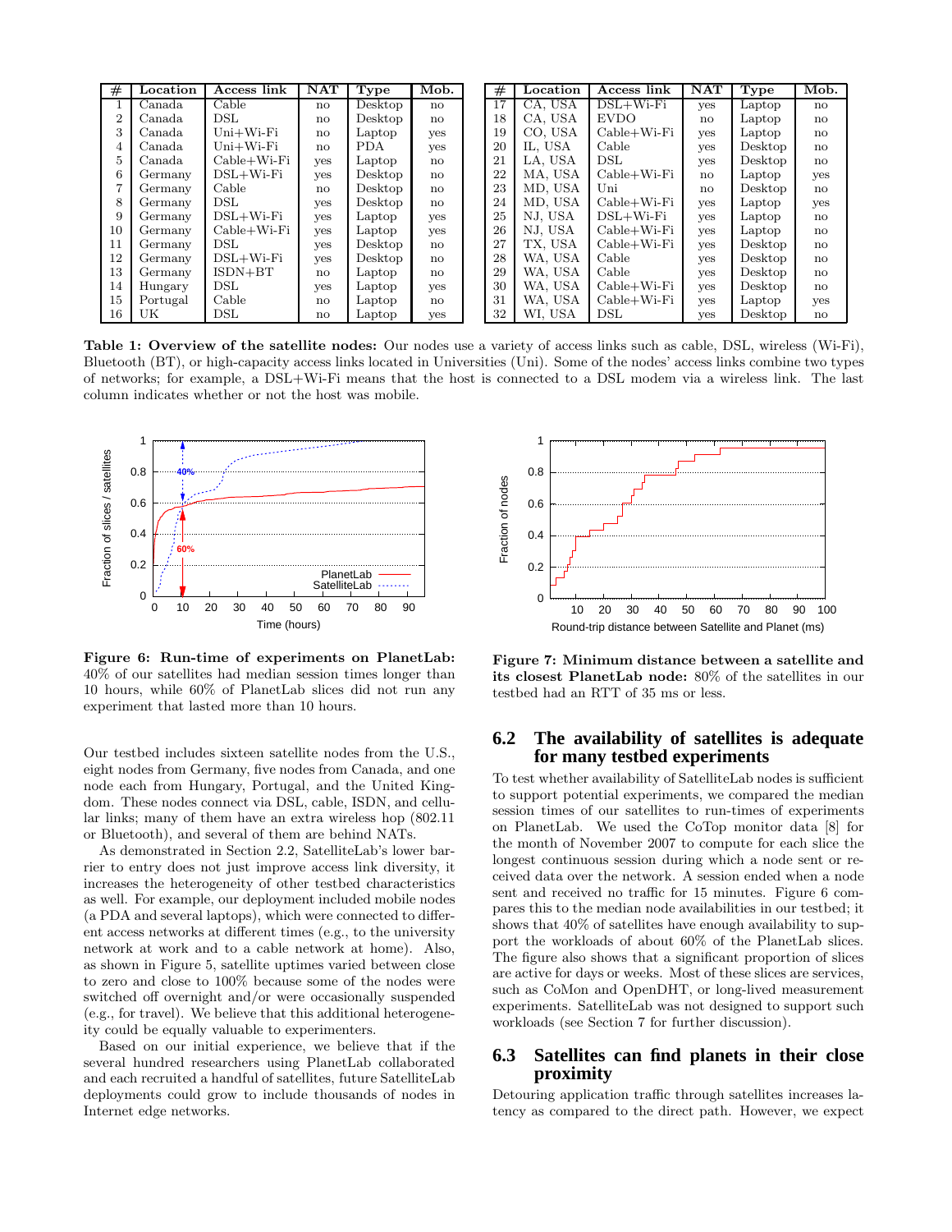| # | Location | Access link | NAT | Type | Mob. |
|---|---|---|---|---|---|
| 1 | Canada | Cable | no | Desktop | no |
| 2 | Canada | DSL | no | Desktop | no |
| 3 | Canada | Uni+Wi-Fi | no | Laptop | yes |
| 4 | Canada | Uni+Wi-Fi | no | PDA | yes |
| 5 | Canada | Cable+Wi-Fi | yes | Laptop | no |
| 6 | Germany | DSL+Wi-Fi | yes | Desktop | no |
| 7 | Germany | Cable | no | Desktop | no |
| 8 | Germany | DSL | yes | Desktop | no |
| 9 | Germany | DSL+Wi-Fi | yes | Laptop | yes |
| 10 | Germany | Cable+Wi-Fi | yes | Laptop | yes |
| 11 | Germany | DSL | yes | Desktop | no |
| 12 | Germany | DSL+Wi-Fi | yes | Desktop | no |
| 13 | Germany | ISDN+BT | no | Laptop | no |
| 14 | Hungary | DSL | yes | Laptop | yes |
| 15 | Portugal | Cable | no | Laptop | no |
| 16 | UK | DSL | no | Laptop | yes |
| 17 | CA, USA | DSL+Wi-Fi | yes | Laptop | no |
| 18 | CA, USA | EVDO | no | Laptop | no |
| 19 | CO, USA | Cable+Wi-Fi | yes | Laptop | no |
| 20 | IL, USA | Cable | yes | Desktop | no |
| 21 | LA, USA | DSL | yes | Desktop | no |
| 22 | MA, USA | Cable+Wi-Fi | no | Laptop | yes |
| 23 | MD, USA | Uni | no | Desktop | no |
| 24 | MD, USA | Cable+Wi-Fi | yes | Laptop | yes |
| 25 | NJ, USA | DSL+Wi-Fi | yes | Laptop | no |
| 26 | NJ, USA | Cable+Wi-Fi | yes | Laptop | no |
| 27 | TX, USA | Cable+Wi-Fi | yes | Desktop | no |
| 28 | WA, USA | Cable | yes | Desktop | no |
| 29 | WA, USA | Cable | yes | Desktop | no |
| 30 | WA, USA | Cable+Wi-Fi | yes | Desktop | no |
| 31 | WA, USA | Cable+Wi-Fi | yes | Laptop | yes |
| 32 | WI, USA | DSL | yes | Desktop | no |

**Table 1: Overview of the satellite nodes:** Our nodes use a variety of access links such as cable, DSL, wireless (Wi-Fi), Bluetooth (BT), or high-capacity access links located in Universities (Uni). Some of the nodes' access links combine two types of networks; for example, a DSL+Wi-Fi means that the host is connected to a DSL modem via a wireless link. The last column indicates whether or not the host was mobile.

**Figure 6: Run-time of experiments on PlanetLab:** 40% of our satellites had median session times longer than 10 hours, while 60% of PlanetLab slices did not run any experiment that lasted more than 10 hours.

**Figure 7: Minimum distance between a satellite and its closest PlanetLab node:** 80% of the satellites in our testbed had an RTT of 35 ms or less.

Our testbed includes sixteen satellite nodes from the U.S., eight nodes from Germany, five nodes from Canada, and one node each from Hungary, Portugal, and the United Kingdom. These nodes connect via DSL, cable, ISDN, and cellular links; many of them have an extra wireless hop (802.11 or Bluetooth), and several of them are behind NATs.

As demonstrated in Section 2.2, SatelliteLab's lower barrier to entry does not just improve access link diversity, it increases the heterogeneity of other testbed characteristics as well. For example, our deployment included mobile nodes (a PDA and several laptops), which were connected to different access networks at different times (e.g., to the university network at work and to a cable network at home). Also, as shown in Figure 5, satellite uptimes varied between close to zero and close to 100% because some of the nodes were switched off overnight and/or were occasionally suspended (e.g., for travel). We believe that this additional heterogeneity could be equally valuable to experimenters.

Based on our initial experience, we believe that if the several hundred researchers using PlanetLab collaborated and each recruited a handful of satellites, future SatelliteLab deployments could grow to include thousands of nodes in Internet edge networks.

## 6.2 The availability of satellites is adequate for many testbed experiments

To test whether availability of SatelliteLab nodes is sufficient to support potential experiments, we compared the median session times of our satellites to run-times of experiments on PlanetLab. We used the CoTop monitor data [8] for the month of November 2007 to compute for each slice the longest continuous session during which a node sent or received data over the network. A session ended when a node sent and received no traffic for 15 minutes. Figure 6 compares this to the median node availabilities in our testbed; it shows that 40% of satellites have enough availability to support the workloads of about 60% of the PlanetLab slices. The figure also shows that a significant proportion of slices are active for days or weeks. Most of these slices are services, such as CoMon and OpenDHT, or long-lived measurement experiments. SatelliteLab was not designed to support such workloads (see Section 7 for further discussion).

## 6.3 Satellites can find planets in their close proximity

Detouring application traffic through satellites increases latency as compared to the direct path. However, we expect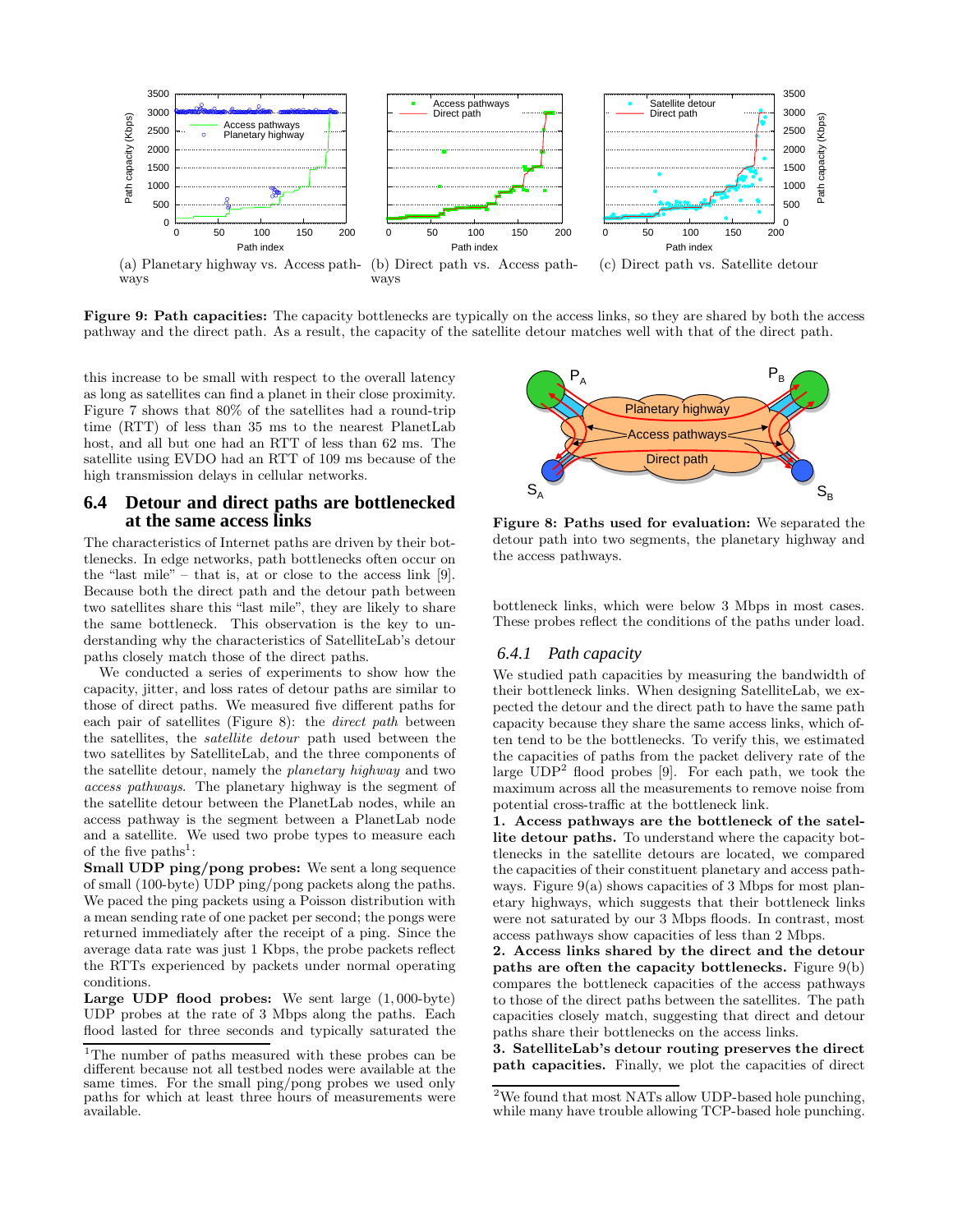(a) Planetary highway vs. Access pathways

(b) Direct path vs. Access pathways

(c) Direct path vs. Satellite detour

**Figure 9: Path capacities:** The capacity bottlenecks are typically on the access links, so they are shared by both the access pathway and the direct path. As a result, the capacity of the satellite detour matches well with that of the direct path.

this increase to be small with respect to the overall latency as long as satellites can find a planet in their close proximity. Figure 7 shows that 80% of the satellites had a round-trip time (RTT) of less than 35 ms to the nearest PlanetLab host, and all but one had an RTT of less than 62 ms. The satellite using EVDO had an RTT of 109 ms because of the high transmission delays in cellular networks.

## 6.4 Detour and direct paths are bottlenecked at the same access links

The characteristics of Internet paths are driven by their bottlenecks. In edge networks, path bottlenecks often occur on the "last mile" – that is, at or close to the access link [9]. Because both the direct path and the detour path between two satellites share this "last mile", they are likely to share the same bottleneck. This observation is the key to understanding why the characteristics of SatelliteLab's detour paths closely match those of the direct paths.

We conducted a series of experiments to show how the capacity, jitter, and loss rates of detour paths are similar to those of direct paths. We measured five different paths for each pair of satellites (Figure 8): the *direct path* between the satellites, the *satellite detour* path used between the two satellites by SatelliteLab, and the three components of the satellite detour, namely the *planetary highway* and two *access pathways*. The planetary highway is the segment of the satellite detour between the PlanetLab nodes, while an access pathway is the segment between a PlanetLab node and a satellite. We used two probe types to measure each of the five paths[1]:

**Small UDP ping/pong probes:** We sent a long sequence of small (100-byte) UDP ping/pong packets along the paths. We paced the ping packets using a Poisson distribution with a mean sending rate of one packet per second; the pongs were returned immediately after the receipt of a ping. Since the average data rate was just 1 Kbps, the probe packets reflect the RTTs experienced by packets under normal operating conditions.

**Large UDP flood probes:** We sent large (1,000-byte) UDP probes at the rate of 3 Mbps along the paths. Each flood lasted for three seconds and typically saturated the bottleneck links, which were below 3 Mbps in most cases. These probes reflect the conditions of the paths under load.

[1]The number of paths measured with these probes can be different because not all testbed nodes were available at the same times. For the small ping/pong probes we used only paths for which at least three hours of measurements were available.

**Figure 8: Paths used for evaluation:** We separated the detour path into two segments, the planetary highway and the access pathways.

### 6.4.1 Path capacity

We studied path capacities by measuring the bandwidth of their bottleneck links. When designing SatelliteLab, we expected the detour and the direct path to have the same path capacity because they share the same access links, which often tend to be the bottlenecks. To verify this, we estimated the capacities of paths from the packet delivery rate of the large UDP[2] flood probes [9]. For each path, we took the maximum across all the measurements to remove noise from potential cross-traffic at the bottleneck link.

**1. Access pathways are the bottleneck of the satellite detour paths.** To understand where the capacity bottlenecks in the satellite detours are located, we compared the capacities of their constituent planetary and access pathways. Figure 9(a) shows capacities of 3 Mbps for most planetary highways, which suggests that their bottleneck links were not saturated by our 3 Mbps floods. In contrast, most access pathways show capacities of less than 2 Mbps.

**2. Access links shared by the direct and the detour paths are often the capacity bottlenecks.** Figure 9(b) compares the bottleneck capacities of the access pathways to those of the direct paths between the satellites. The path capacities closely match, suggesting that direct and detour paths share their bottlenecks on the access links.

**3. SatelliteLab's detour routing preserves the direct path capacities.** Finally, we plot the capacities of direct

[2]We found that most NATs allow UDP-based hole punching, while many have trouble allowing TCP-based hole punching.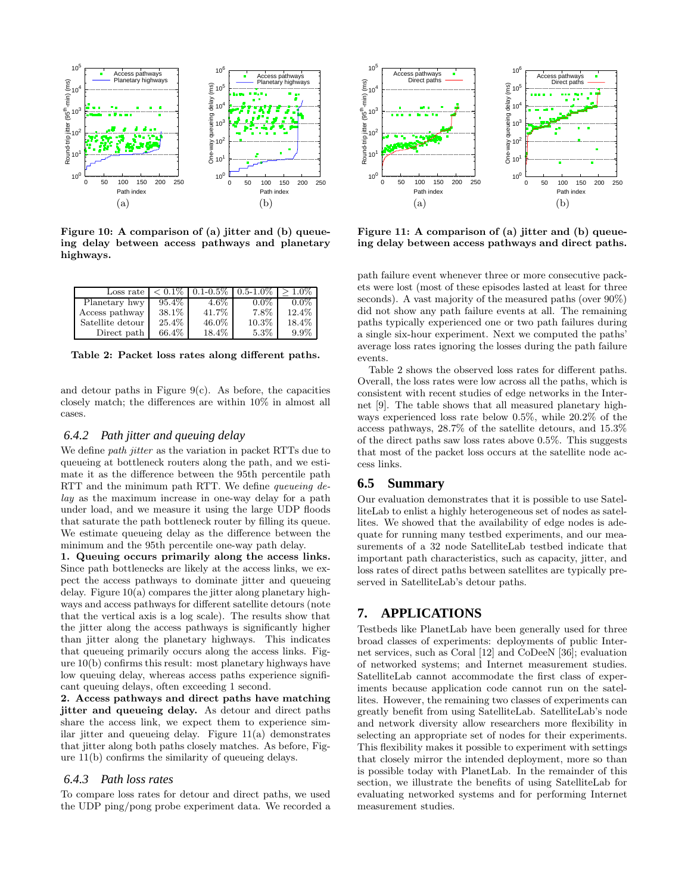Figure 10: A comparison of (a) jitter and (b) queueing delay between access pathways and planetary highways.

Figure 11: A comparison of (a) jitter and (b) queueing delay between access pathways and direct paths.

| Loss rate | $< 0.1\%$ | 0.1-0.5% | 0.5-1.0% | $\geq 1.0\%$ |
|---|---|---|---|---|
| Planetary hwy | 95.4% | 4.6% | 0.0% | 0.0% |
| Access pathway | 38.1% | 41.7% | 7.8% | 12.4% |
| Satellite detour | 25.4% | 46.0% | 10.3% | 18.4% |
| Direct path | 66.4% | 18.4% | 5.3% | 9.9% |

Table 2: Packet loss rates along different paths.

and detour paths in Figure 9(c). As before, the capacities closely match; the differences are within 10% in almost all cases.

### 6.4.2 Path jitter and queuing delay

We define *path jitter* as the variation in packet RTTs due to queueing at bottleneck routers along the path, and we estimate it as the difference between the 95th percentile path RTT and the minimum path RTT. We define *queueing delay* as the maximum increase in one-way delay for a path under load, and we measure it using the large UDP floods that saturate the path bottleneck router by filling its queue. We estimate queueing delay as the difference between the minimum and the 95th percentile one-way path delay.

**1. Queuing occurs primarily along the access links.** Since path bottlenecks are likely at the access links, we expect the access pathways to dominate jitter and queueing delay. Figure 10(a) compares the jitter along planetary highways and access pathways for different satellite detours (note that the vertical axis is a log scale). The results show that the jitter along the access pathways is significantly higher than jitter along the planetary highways. This indicates that queueing primarily occurs along the access links. Figure 10(b) confirms this result: most planetary highways have low queuing delay, whereas access paths experience significant queuing delays, often exceeding 1 second.

**2. Access pathways and direct paths have matching jitter and queueing delay.** As detour and direct paths share the access link, we expect them to experience similar jitter and queueing delay. Figure 11(a) demonstrates that jitter along both paths closely matches. As before, Figure 11(b) confirms the similarity of queueing delays.

### 6.4.3 Path loss rates

To compare loss rates for detour and direct paths, we used the UDP ping/pong probe experiment data. We recorded a path failure event whenever three or more consecutive packets were lost (most of these episodes lasted at least for three seconds). A vast majority of the measured paths (over 90%) did not show any path failure events at all. The remaining paths typically experienced one or two path failures during a single six-hour experiment. Next we computed the paths' average loss rates ignoring the losses during the path failure events.

Table 2 shows the observed loss rates for different paths. Overall, the loss rates were low across all the paths, which is consistent with recent studies of edge networks in the Internet [9]. The table shows that all measured planetary highways experienced loss rate below 0.5%, while 20.2% of the access pathways, 28.7% of the satellite detours, and 15.3% of the direct paths saw loss rates above 0.5%. This suggests that most of the packet loss occurs at the satellite node access links.

## 6.5 Summary

Our evaluation demonstrates that it is possible to use SatelliteLab to enlist a highly heterogeneous set of nodes as satellites. We showed that the availability of edge nodes is adequate for running many testbed experiments, and our measurements of a 32 node SatelliteLab testbed indicate that important path characteristics, such as capacity, jitter, and loss rates of direct paths between satellites are typically preserved in SatelliteLab's detour paths.

# 7. APPLICATIONS

Testbeds like PlanetLab have been generally used for three broad classes of experiments: deployments of public Internet services, such as Coral [12] and CoDeeN [36]; evaluation of networked systems; and Internet measurement studies. SatelliteLab cannot accommodate the first class of experiments because application code cannot run on the satellites. However, the remaining two classes of experiments can greatly benefit from using SatelliteLab. SatelliteLab's node and network diversity allow researchers more flexibility in selecting an appropriate set of nodes for their experiments. This flexibility makes it possible to experiment with settings that closely mirror the intended deployment, more so than is possible today with PlanetLab. In the remainder of this section, we illustrate the benefits of using SatelliteLab for evaluating networked systems and for performing Internet measurement studies.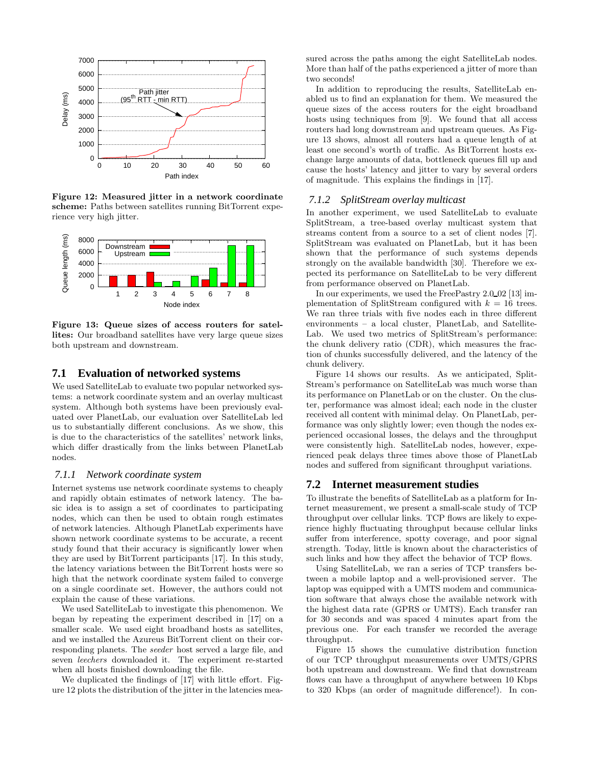**Figure 12: Measured jitter in a network coordinate scheme:** Paths between satellites running BitTorrent experience very high jitter.

**Figure 13: Queue sizes of access routers for satellites:** Our broadband satellites have very large queue sizes both upstream and downstream.

## 7.1 Evaluation of networked systems

We used SatelliteLab to evaluate two popular networked systems: a network coordinate system and an overlay multicast system. Although both systems have been previously evaluated over PlanetLab, our evaluation over SatelliteLab led us to substantially different conclusions. As we show, this is due to the characteristics of the satellites' network links, which differ drastically from the links between PlanetLab nodes.

### 7.1.1 Network coordinate system

Internet systems use network coordinate systems to cheaply and rapidly obtain estimates of network latency. The basic idea is to assign a set of coordinates to participating nodes, which can then be used to obtain rough estimates of network latencies. Although PlanetLab experiments have shown network coordinate systems to be accurate, a recent study found that their accuracy is significantly lower when they are used by BitTorrent participants [17]. In this study, the latency variations between the BitTorrent hosts were so high that the network coordinate system failed to converge on a single coordinate set. However, the authors could not explain the cause of these variations.

We used SatelliteLab to investigate this phenomenon. We began by repeating the experiment described in [17] on a smaller scale. We used eight broadband hosts as satellites, and we installed the Azureus BitTorrent client on their corresponding planets. The *seeder* host served a large file, and seven *leechers* downloaded it. The experiment re-started when all hosts finished downloading the file.

We duplicated the findings of [17] with little effort. Figure 12 plots the distribution of the jitter in the latencies measured across the paths among the eight SatelliteLab nodes. More than half of the paths experienced a jitter of more than two seconds!

In addition to reproducing the results, SatelliteLab enabled us to find an explanation for them. We measured the queue sizes of the access routers for the eight broadband hosts using techniques from [9]. We found that all access routers had long downstream and upstream queues. As Figure 13 shows, almost all routers had a queue length of at least one second's worth of traffic. As BitTorrent hosts exchange large amounts of data, bottleneck queues fill up and cause the hosts' latency and jitter to vary by several orders of magnitude. This explains the findings in [17].

### 7.1.2 SplitStream overlay multicast

In another experiment, we used SatelliteLab to evaluate SplitStream, a tree-based overlay multicast system that streams content from a source to a set of client nodes [7]. SplitStream was evaluated on PlanetLab, but it has been shown that the performance of such systems depends strongly on the available bandwidth [30]. Therefore we expected its performance on SatelliteLab to be very different from performance observed on PlanetLab.

In our experiments, we used the FreePastry 2.0_02 [13] implementation of SplitStream configured with $k = 16$ trees. We ran three trials with five nodes each in three different environments – a local cluster, PlanetLab, and SatelliteLab. We used two metrics of SplitStream's performance: the chunk delivery ratio (CDR), which measures the fraction of chunks successfully delivered, and the latency of the chunk delivery.

Figure 14 shows our results. As we anticipated, SplitStream's performance on SatelliteLab was much worse than its performance on PlanetLab or on the cluster. On the cluster, performance was almost ideal; each node in the cluster received all content with minimal delay. On PlanetLab, performance was only slightly lower; even though the nodes experienced occasional losses, the delays and the throughput were consistently high. SatelliteLab nodes, however, experienced peak delays three times above those of PlanetLab nodes and suffered from significant throughput variations.

## 7.2 Internet measurement studies

To illustrate the benefits of SatelliteLab as a platform for Internet measurement, we present a small-scale study of TCP throughput over cellular links. TCP flows are likely to experience highly fluctuating throughput because cellular links suffer from interference, spotty coverage, and poor signal strength. Today, little is known about the characteristics of such links and how they affect the behavior of TCP flows.

Using SatelliteLab, we ran a series of TCP transfers between a mobile laptop and a well-provisioned server. The laptop was equipped with a UMTS modem and communication software that always chose the available network with the highest data rate (GPRS or UMTS). Each transfer ran for 30 seconds and was spaced 4 minutes apart from the previous one. For each transfer we recorded the average throughput.

Figure 15 shows the cumulative distribution function of our TCP throughput measurements over UMTS/GPRS both upstream and downstream. We find that downstream flows can have a throughput of anywhere between 10 Kbps to 320 Kbps (an order of magnitude difference!). In con-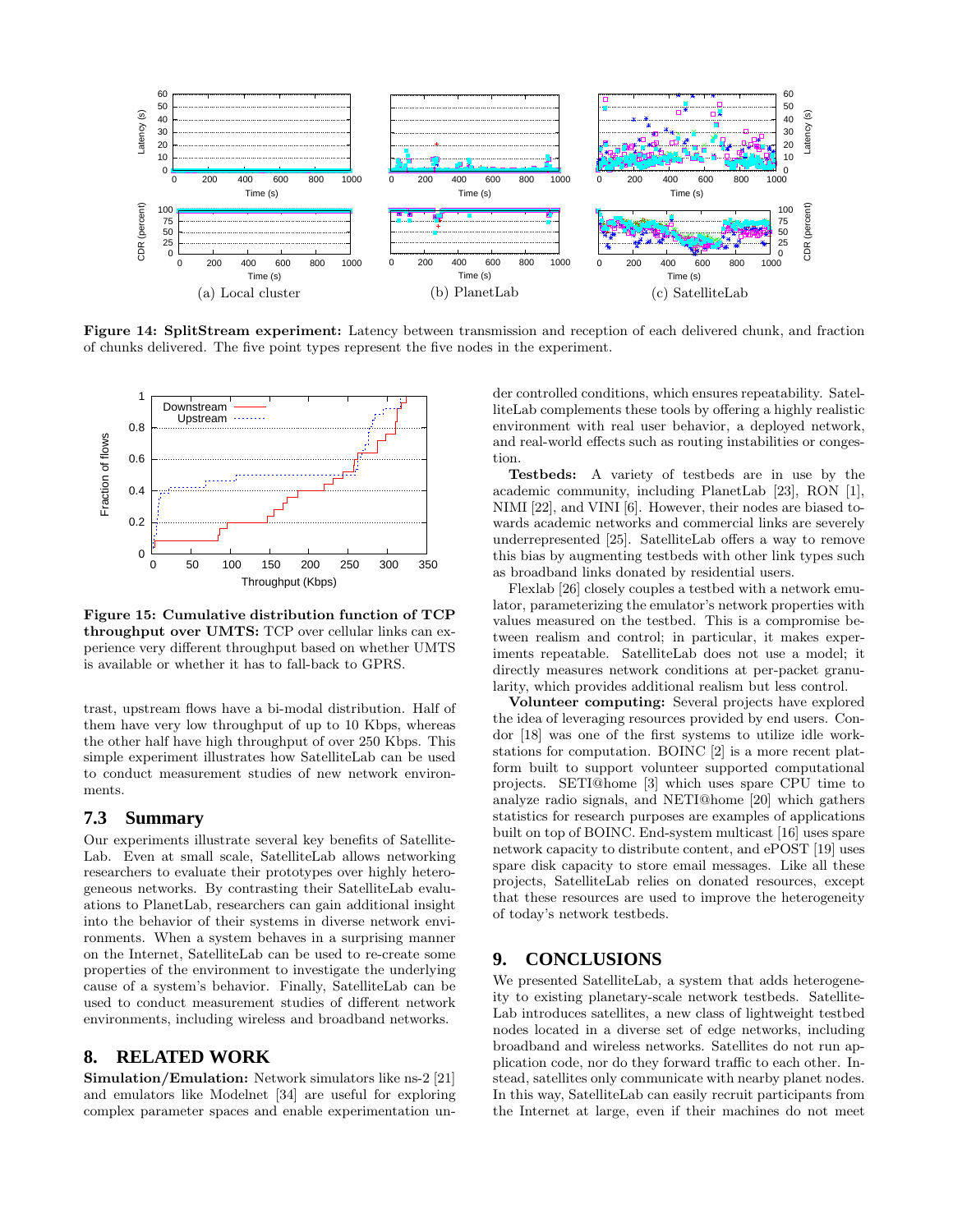**Figure 14: SplitStream experiment:** Latency between transmission and reception of each delivered chunk, and fraction of chunks delivered. The five point types represent the five nodes in the experiment.

**Figure 15: Cumulative distribution function of TCP throughput over UMTS:** TCP over cellular links can experience very different throughput based on whether UMTS is available or whether it has to fall-back to GPRS.

trast, upstream flows have a bi-modal distribution. Half of them have very low throughput of up to 10 Kbps, whereas the other half have high throughput of over 250 Kbps. This simple experiment illustrates how SatelliteLab can be used to conduct measurement studies of new network environments.

## 7.3 Summary

Our experiments illustrate several key benefits of SatelliteLab. Even at small scale, SatelliteLab allows networking researchers to evaluate their prototypes over highly heterogeneous networks. By contrasting their SatelliteLab evaluations to PlanetLab, researchers can gain additional insight into the behavior of their systems in diverse network environments. When a system behaves in a surprising manner on the Internet, SatelliteLab can be used to re-create some properties of the environment to investigate the underlying cause of a system's behavior. Finally, SatelliteLab can be used to conduct measurement studies of different network environments, including wireless and broadband networks.

# 8. RELATED WORK

**Simulation/Emulation:** Network simulators like ns-2 [21] and emulators like Modelnet [34] are useful for exploring complex parameter spaces and enable experimentation under controlled conditions, which ensures repeatability. SatelliteLab complements these tools by offering a highly realistic environment with real user behavior, a deployed network, and real-world effects such as routing instabilities or congestion.

**Testbeds:** A variety of testbeds are in use by the academic community, including PlanetLab [23], RON [1], NIMI [22], and VINI [6]. However, their nodes are biased towards academic networks and commercial links are severely underrepresented [25]. SatelliteLab offers a way to remove this bias by augmenting testbeds with other link types such as broadband links donated by residential users.

Flexlab [26] closely couples a testbed with a network emulator, parameterizing the emulator's network properties with values measured on the testbed. This is a compromise between realism and control; in particular, it makes experiments repeatable. SatelliteLab does not use a model; it directly measures network conditions at per-packet granularity, which provides additional realism but less control.

**Volunteer computing:** Several projects have explored the idea of leveraging resources provided by end users. Condor [18] was one of the first systems to utilize idle workstations for computation. BOINC [2] is a more recent platform built to support volunteer supported computational projects. SETI@home [3] which uses spare CPU time to analyze radio signals, and NETI@home [20] which gathers statistics for research purposes are examples of applications built on top of BOINC. End-system multicast [16] uses spare network capacity to distribute content, and ePOST [19] uses spare disk capacity to store email messages. Like all these projects, SatelliteLab relies on donated resources, except that these resources are used to improve the heterogeneity of today's network testbeds.

# 9. CONCLUSIONS

We presented SatelliteLab, a system that adds heterogeneity to existing planetary-scale network testbeds. SatelliteLab introduces satellites, a new class of lightweight testbed nodes located in a diverse set of edge networks, including broadband and wireless networks. Satellites do not run application code, nor do they forward traffic to each other. Instead, satellites only communicate with nearby planet nodes. In this way, SatelliteLab can easily recruit participants from the Internet at large, even if their machines do not meet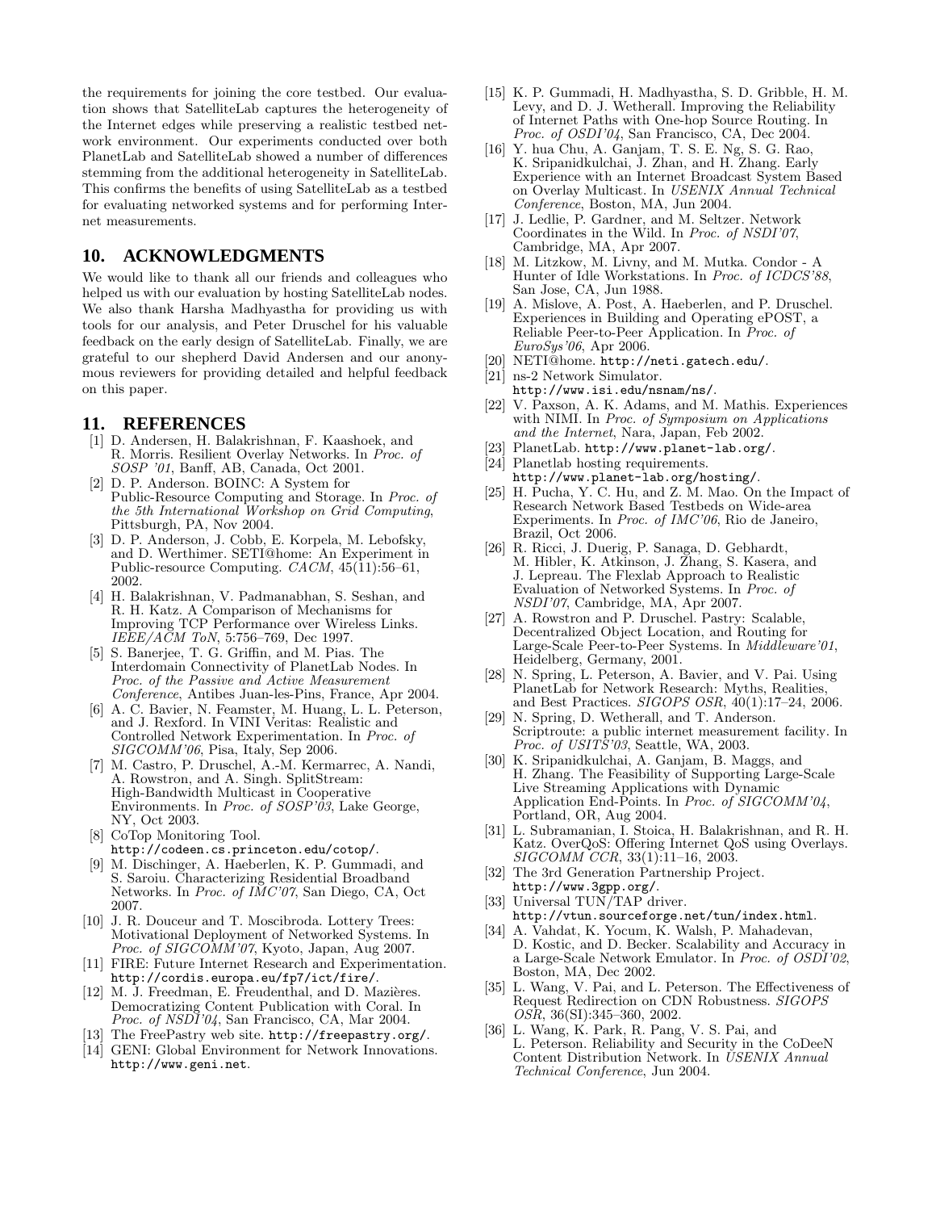the requirements for joining the core testbed. Our evaluation shows that SatelliteLab captures the heterogeneity of the Internet edges while preserving a realistic testbed network environment. Our experiments conducted over both PlanetLab and SatelliteLab showed a number of differences stemming from the additional heterogeneity in SatelliteLab. This confirms the benefits of using SatelliteLab as a testbed for evaluating networked systems and for performing Internet measurements.

## 10. ACKNOWLEDGMENTS

We would like to thank all our friends and colleagues who helped us with our evaluation by hosting SatelliteLab nodes. We also thank Harsha Madhyastha for providing us with tools for our analysis, and Peter Druschel for his valuable feedback on the early design of SatelliteLab. Finally, we are grateful to our shepherd David Andersen and our anonymous reviewers for providing detailed and helpful feedback on this paper.

## 11. REFERENCES

[1] D. Andersen, H. Balakrishnan, F. Kaashoek, and R. Morris. Resilient Overlay Networks. In *Proc. of SOSP '01*, Banff, AB, Canada, Oct 2001.

[2] D. P. Anderson. BOINC: A System for Public-Resource Computing and Storage. In *Proc. of the 5th International Workshop on Grid Computing*, Pittsburgh, PA, Nov 2004.

[3] D. P. Anderson, J. Cobb, E. Korpela, M. Lebofsky, and D. Werthimer. SETI@home: An Experiment in Public-resource Computing. *CACM*, 45(11):56–61, 2002.

[4] H. Balakrishnan, V. Padmanabhan, S. Seshan, and R. H. Katz. A Comparison of Mechanisms for Improving TCP Performance over Wireless Links. *IEEE/ACM ToN*, 5:756–769, Dec 1997.

[5] S. Banerjee, T. G. Griffin, and M. Pias. The Interdomain Connectivity of PlanetLab Nodes. In *Proc. of the Passive and Active Measurement Conference*, Antibes Juan-les-Pins, France, Apr 2004.

[6] A. C. Bavier, N. Feamster, M. Huang, L. L. Peterson, and J. Rexford. In VINI Veritas: Realistic and Controlled Network Experimentation. In *Proc. of SIGCOMM'06*, Pisa, Italy, Sep 2006.

[7] M. Castro, P. Druschel, A.-M. Kermarrec, A. Nandi, A. Rowstron, and A. Singh. SplitStream: High-Bandwidth Multicast in Cooperative Environments. In *Proc. of SOSP'03*, Lake George, NY, Oct 2003.

[8] CoTop Monitoring Tool. `http://codeen.cs.princeton.edu/cotop/`.

[9] M. Dischinger, A. Haeberlen, K. P. Gummadi, and S. Saroiu. Characterizing Residential Broadband Networks. In *Proc. of IMC'07*, San Diego, CA, Oct 2007.

[10] J. R. Douceur and T. Moscibroda. Lottery Trees: Motivational Deployment of Networked Systems. In *Proc. of SIGCOMM'07*, Kyoto, Japan, Aug 2007.

[11] FIRE: Future Internet Research and Experimentation. `http://cordis.europa.eu/fp7/ict/fire/`.

[12] M. J. Freedman, E. Freudenthal, and D. Mazières. Democratizing Content Publication with Coral. In *Proc. of NSDI'04*, San Francisco, CA, Mar 2004.

[13] The FreePastry web site. `http://freepastry.org/`.

[14] GENI: Global Environment for Network Innovations. `http://www.geni.net`.

[15] K. P. Gummadi, H. Madhyastha, S. D. Gribble, H. M. Levy, and D. J. Wetherall. Improving the Reliability of Internet Paths with One-hop Source Routing. In *Proc. of OSDI'04*, San Francisco, CA, Dec 2004.

[16] Y. hua Chu, A. Ganjam, T. S. E. Ng, S. G. Rao, K. Sripanidkulchai, J. Zhan, and H. Zhang. Early Experience with an Internet Broadcast System Based on Overlay Multicast. In *USENIX Annual Technical Conference*, Boston, MA, Jun 2004.

[17] J. Ledlie, P. Gardner, and M. Seltzer. Network Coordinates in the Wild. In *Proc. of NSDI'07*, Cambridge, MA, Apr 2007.

[18] M. Litzkow, M. Livny, and M. Mutka. Condor - A Hunter of Idle Workstations. In *Proc. of ICDCS'88*, San Jose, CA, Jun 1988.

[19] A. Mislove, A. Post, A. Haeberlen, and P. Druschel. Experiences in Building and Operating ePOST, a Reliable Peer-to-Peer Application. In *Proc. of EuroSys'06*, Apr 2006.

[20] NETI@home. `http://neti.gatech.edu/`.

[21] ns-2 Network Simulator. `http://www.isi.edu/nsnam/ns/`.

[22] V. Paxson, A. K. Adams, and M. Mathis. Experiences with NIMI. In *Proc. of Symposium on Applications and the Internet*, Nara, Japan, Feb 2002.

[23] PlanetLab. `http://www.planet-lab.org/`.

[24] Planetlab hosting requirements. `http://www.planet-lab.org/hosting/`.

[25] H. Pucha, Y. C. Hu, and Z. M. Mao. On the Impact of Research Network Based Testbeds on Wide-area Experiments. In *Proc. of IMC'06*, Rio de Janeiro, Brazil, Oct 2006.

[26] R. Ricci, J. Duerig, P. Sanaga, D. Gebhardt, M. Hibler, K. Atkinson, J. Zhang, S. Kasera, and J. Lepreau. The Flexlab Approach to Realistic Evaluation of Networked Systems. In *Proc. of NSDI'07*, Cambridge, MA, Apr 2007.

[27] A. Rowstron and P. Druschel. Pastry: Scalable, Decentralized Object Location, and Routing for Large-Scale Peer-to-Peer Systems. In *Middleware'01*, Heidelberg, Germany, 2001.

[28] N. Spring, L. Peterson, A. Bavier, and V. Pai. Using PlanetLab for Network Research: Myths, Realities, and Best Practices. *SIGOPS OSR*, 40(1):17–24, 2006.

[29] N. Spring, D. Wetherall, and T. Anderson. Scriptroute: a public internet measurement facility. In *Proc. of USITS'03*, Seattle, WA, 2003.

[30] K. Sripanidkulchai, A. Ganjam, B. Maggs, and H. Zhang. The Feasibility of Supporting Large-Scale Live Streaming Applications with Dynamic Application End-Points. In *Proc. of SIGCOMM'04*, Portland, OR, Aug 2004.

[31] L. Subramanian, I. Stoica, H. Balakrishnan, and R. H. Katz. OverQoS: Offering Internet QoS using Overlays. *SIGCOMM CCR*, 33(1):11–16, 2003.

[32] The 3rd Generation Partnership Project. `http://www.3gpp.org/`.

[33] Universal TUN/TAP driver. `http://vtun.sourceforge.net/tun/index.html`.

[34] A. Vahdat, K. Yocum, K. Walsh, P. Mahadevan, D. Kostic, and D. Becker. Scalability and Accuracy in a Large-Scale Network Emulator. In *Proc. of OSDI'02*, Boston, MA, Dec 2002.

[35] L. Wang, V. Pai, and L. Peterson. The Effectiveness of Request Redirection on CDN Robustness. *SIGOPS OSR*, 36(SI):345–360, 2002.

[36] L. Wang, K. Park, R. Pang, V. S. Pai, and L. Peterson. Reliability and Security in the CoDeeN Content Distribution Network. In *USENIX Annual Technical Conference*, Jun 2004.